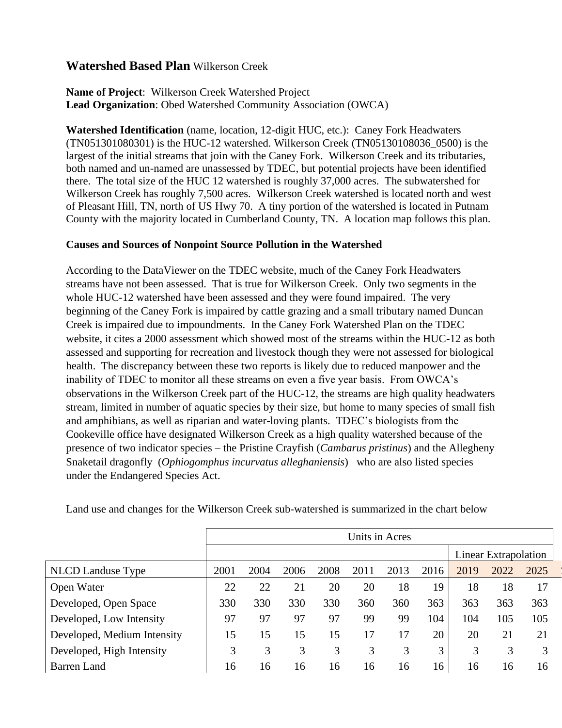## **Watershed Based Plan** Wilkerson Creek

**Name of Project**: Wilkerson Creek Watershed Project
**Lead Organization**: Obed Watershed Community Association (OWCA)

**Watershed Identification** (name, location, 12-digit HUC, etc.): Caney Fork Headwaters (TN051301080301) is the HUC-12 watershed. Wilkerson Creek (TN05130108036_0500) is the largest of the initial streams that join with the Caney Fork. Wilkerson Creek and its tributaries, both named and un-named are unassessed by TDEC, but potential projects have been identified there. The total size of the HUC 12 watershed is roughly 37,000 acres. The subwatershed for Wilkerson Creek has roughly 7,500 acres. Wilkerson Creek watershed is located north and west of Pleasant Hill, TN, north of US Hwy 70. A tiny portion of the watershed is located in Putnam County with the majority located in Cumberland County, TN. A location map follows this plan.

**Causes and Sources of Nonpoint Source Pollution in the Watershed**

According to the DataViewer on the TDEC website, much of the Caney Fork Headwaters streams have not been assessed. That is true for Wilkerson Creek. Only two segments in the whole HUC-12 watershed have been assessed and they were found impaired. The very beginning of the Caney Fork is impaired by cattle grazing and a small tributary named Duncan Creek is impaired due to impoundments. In the Caney Fork Watershed Plan on the TDEC website, it cites a 2000 assessment which showed most of the streams within the HUC-12 as both assessed and supporting for recreation and livestock though they were not assessed for biological health. The discrepancy between these two reports is likely due to reduced manpower and the inability of TDEC to monitor all these streams on even a five year basis. From OWCA's observations in the Wilkerson Creek part of the HUC-12, the streams are high quality headwaters stream, limited in number of aquatic species by their size, but home to many species of small fish and amphibians, as well as riparian and water-loving plants. TDEC's biologists from the Cookeville office have designated Wilkerson Creek as a high quality watershed because of the presence of two indicator species – the Pristine Crayfish (*Cambarus pristinus*) and the Allegheny Snaketail dragonfly (*Ophiogomphus incurvatus alleghaniensis*) who are also listed species under the Endangered Species Act.

Land use and changes for the Wilkerson Creek sub-watershed is summarized in the chart below

| | Units in Acres | | | | | | | | | |
|---|---|---|---|---|---|---|---|---|---|---|
| | | | | | | | | Linear Extrapolation | | |
| NLCD Landuse Type | 2001 | 2004 | 2006 | 2008 | 2011 | 2013 | 2016 | 2019 | 2022 | 2025 |
| Open Water | 22 | 22 | 21 | 20 | 20 | 18 | 19 | 18 | 18 | 17 |
| Developed, Open Space | 330 | 330 | 330 | 330 | 360 | 360 | 363 | 363 | 363 | 363 |
| Developed, Low Intensity | 97 | 97 | 97 | 97 | 99 | 99 | 104 | 104 | 105 | 105 |
| Developed, Medium Intensity | 15 | 15 | 15 | 15 | 17 | 17 | 20 | 20 | 21 | 21 |
| Developed, High Intensity | 3 | 3 | 3 | 3 | 3 | 3 | 3 | 3 | 3 | 3 |
| Barren Land | 16 | 16 | 16 | 16 | 16 | 16 | 16 | 16 | 16 | 16 |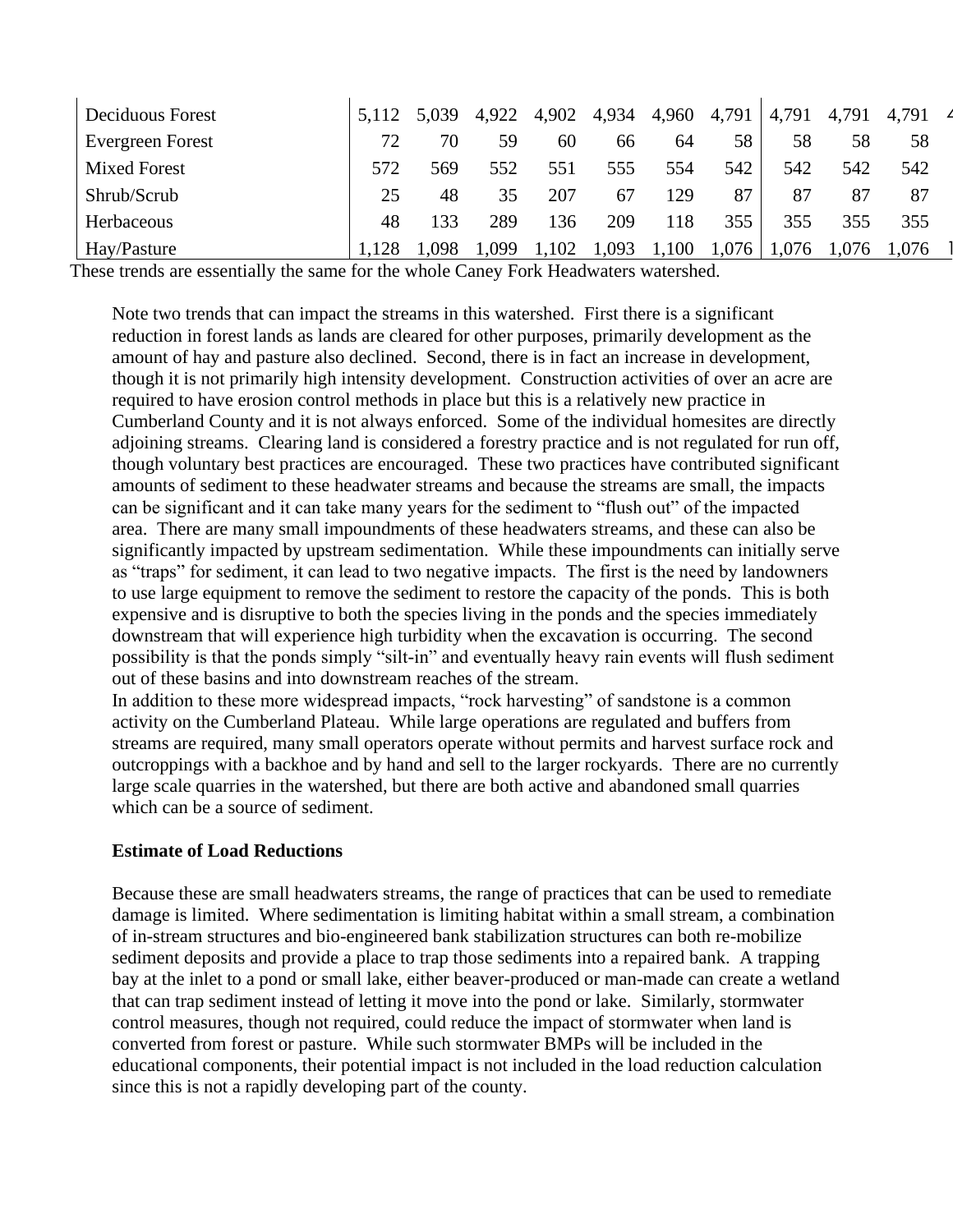| | | | | | | | | | | |
|---|---|---|---|---|---|---|---|---|---|---|
| Deciduous Forest | 5,112 | 5,039 | 4,922 | 4,902 | 4,934 | 4,960 | 4,791 | 4,791 | 4,791 | 4,791 |
| Evergreen Forest | 72 | 70 | 59 | 60 | 66 | 64 | 58 | 58 | 58 | 58 |
| Mixed Forest | 572 | 569 | 552 | 551 | 555 | 554 | 542 | 542 | 542 | 542 |
| Shrub/Scrub | 25 | 48 | 35 | 207 | 67 | 129 | 87 | 87 | 87 | 87 |
| Herbaceous | 48 | 133 | 289 | 136 | 209 | 118 | 355 | 355 | 355 | 355 |
| Hay/Pasture | 1,128 | 1,098 | 1,099 | 1,102 | 1,093 | 1,100 | 1,076 | 1,076 | 1,076 | 1,076 |

These trends are essentially the same for the whole Caney Fork Headwaters watershed.

Note two trends that can impact the streams in this watershed. First there is a significant reduction in forest lands as lands are cleared for other purposes, primarily development as the amount of hay and pasture also declined. Second, there is in fact an increase in development, though it is not primarily high intensity development. Construction activities of over an acre are required to have erosion control methods in place but this is a relatively new practice in Cumberland County and it is not always enforced. Some of the individual homesites are directly adjoining streams. Clearing land is considered a forestry practice and is not regulated for run off, though voluntary best practices are encouraged. These two practices have contributed significant amounts of sediment to these headwater streams and because the streams are small, the impacts can be significant and it can take many years for the sediment to "flush out" of the impacted area. There are many small impoundments of these headwaters streams, and these can also be significantly impacted by upstream sedimentation. While these impoundments can initially serve as "traps" for sediment, it can lead to two negative impacts. The first is the need by landowners to use large equipment to remove the sediment to restore the capacity of the ponds. This is both expensive and is disruptive to both the species living in the ponds and the species immediately downstream that will experience high turbidity when the excavation is occurring. The second possibility is that the ponds simply "silt-in" and eventually heavy rain events will flush sediment out of these basins and into downstream reaches of the stream.

In addition to these more widespread impacts, "rock harvesting" of sandstone is a common activity on the Cumberland Plateau. While large operations are regulated and buffers from streams are required, many small operators operate without permits and harvest surface rock and outcroppings with a backhoe and by hand and sell to the larger rockyards. There are no currently large scale quarries in the watershed, but there are both active and abandoned small quarries which can be a source of sediment.

**Estimate of Load Reductions**

Because these are small headwaters streams, the range of practices that can be used to remediate damage is limited. Where sedimentation is limiting habitat within a small stream, a combination of in-stream structures and bio-engineered bank stabilization structures can both re-mobilize sediment deposits and provide a place to trap those sediments into a repaired bank. A trapping bay at the inlet to a pond or small lake, either beaver-produced or man-made can create a wetland that can trap sediment instead of letting it move into the pond or lake. Similarly, stormwater control measures, though not required, could reduce the impact of stormwater when land is converted from forest or pasture. While such stormwater BMPs will be included in the educational components, their potential impact is not included in the load reduction calculation since this is not a rapidly developing part of the county.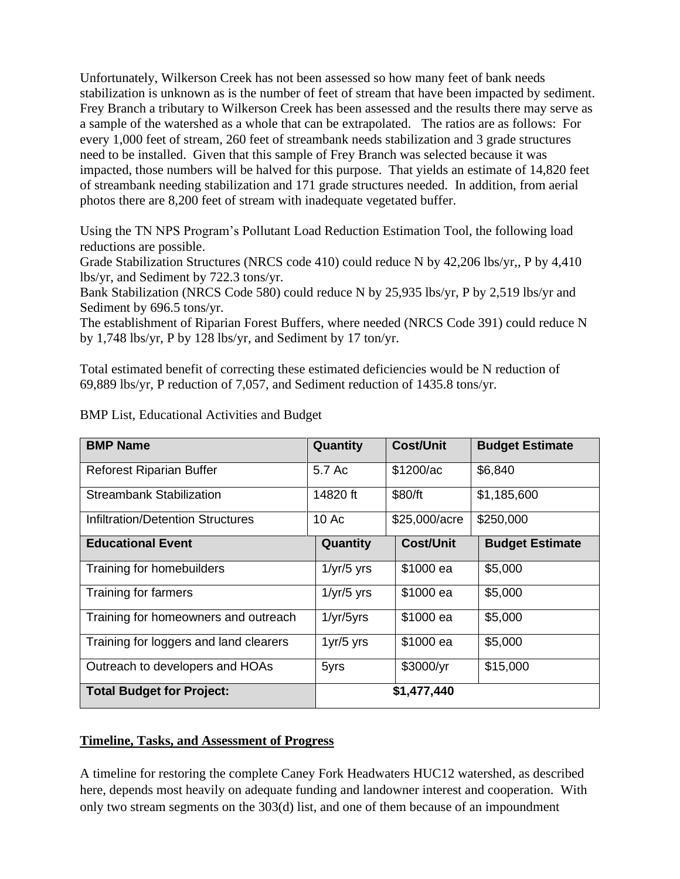Unfortunately, Wilkerson Creek has not been assessed so how many feet of bank needs stabilization is unknown as is the number of feet of stream that have been impacted by sediment. Frey Branch a tributary to Wilkerson Creek has been assessed and the results there may serve as a sample of the watershed as a whole that can be extrapolated. The ratios are as follows: For every 1,000 feet of stream, 260 feet of streambank needs stabilization and 3 grade structures need to be installed. Given that this sample of Frey Branch was selected because it was impacted, those numbers will be halved for this purpose. That yields an estimate of 14,820 feet of streambank needing stabilization and 171 grade structures needed. In addition, from aerial photos there are 8,200 feet of stream with inadequate vegetated buffer.

Using the TN NPS Program's Pollutant Load Reduction Estimation Tool, the following load reductions are possible.
Grade Stabilization Structures (NRCS code 410) could reduce N by 42,206 lbs/yr,, P by 4,410 lbs/yr, and Sediment by 722.3 tons/yr.
Bank Stabilization (NRCS Code 580) could reduce N by 25,935 lbs/yr, P by 2,519 lbs/yr and Sediment by 696.5 tons/yr.
The establishment of Riparian Forest Buffers, where needed (NRCS Code 391) could reduce N by 1,748 lbs/yr, P by 128 lbs/yr, and Sediment by 17 ton/yr.

Total estimated benefit of correcting these estimated deficiencies would be N reduction of 69,889 lbs/yr, P reduction of 7,057, and Sediment reduction of 1435.8 tons/yr.

BMP List, Educational Activities and Budget

| **BMP Name** | **Quantity** | **Cost/Unit** | **Budget Estimate** |
|---|---|---|---|
| Reforest Riparian Buffer | 5.7 Ac | $1200/ac | $6,840 |
| Streambank Stabilization | 14820 ft | $80/ft | $1,185,600 |
| Infiltration/Detention Structures | 10 Ac | $25,000/acre | $250,000 |
| **Educational Event** | **Quantity** | **Cost/Unit** | **Budget Estimate** |
| Training for homebuilders | 1/yr/5 yrs | $1000 ea | $5,000 |
| Training for farmers | 1/yr/5 yrs | $1000 ea | $5,000 |
| Training for homeowners and outreach | 1/yr/5yrs | $1000 ea | $5,000 |
| Training for loggers and land clearers | 1yr/5 yrs | $1000 ea | $5,000 |
| Outreach to developers and HOAs | 5yrs | $3000/yr | $15,000 |
| **Total Budget for Project:** | **$1,477,440** | | |

**Timeline, Tasks, and Assessment of Progress**

A timeline for restoring the complete Caney Fork Headwaters HUC12 watershed, as described here, depends most heavily on adequate funding and landowner interest and cooperation. With only two stream segments on the 303(d) list, and one of them because of an impoundment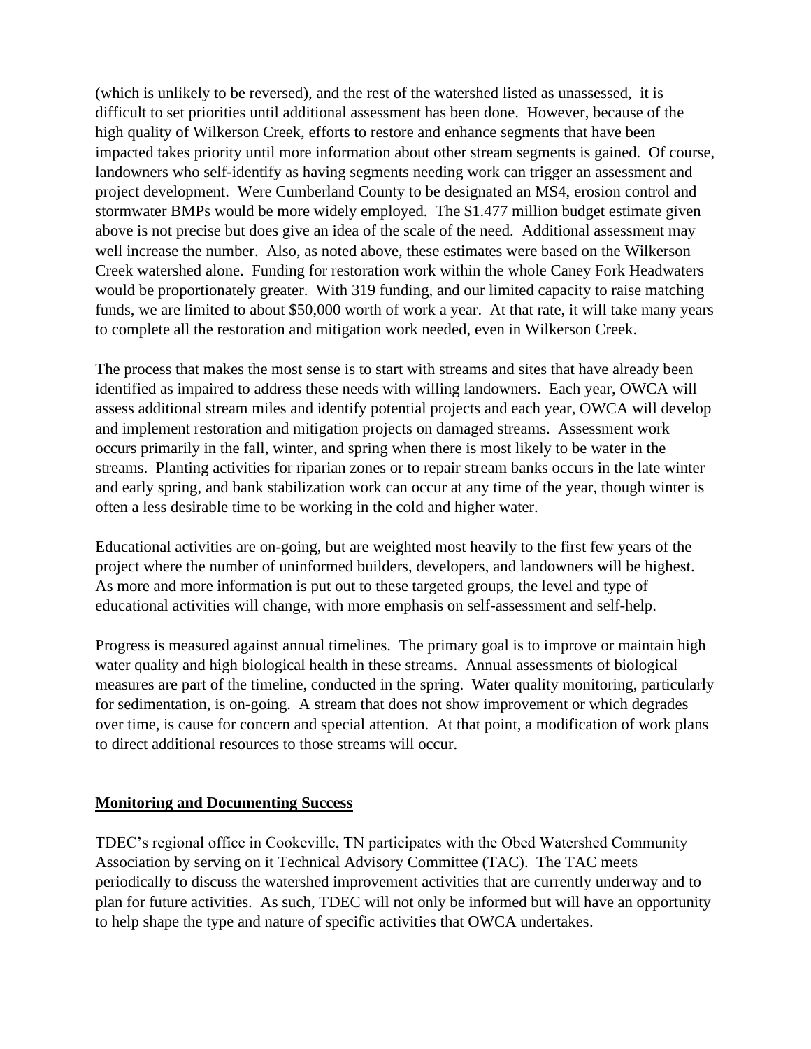(which is unlikely to be reversed), and the rest of the watershed listed as unassessed, it is difficult to set priorities until additional assessment has been done. However, because of the high quality of Wilkerson Creek, efforts to restore and enhance segments that have been impacted takes priority until more information about other stream segments is gained. Of course, landowners who self-identify as having segments needing work can trigger an assessment and project development. Were Cumberland County to be designated an MS4, erosion control and stormwater BMPs would be more widely employed. The $1.477 million budget estimate given above is not precise but does give an idea of the scale of the need. Additional assessment may well increase the number. Also, as noted above, these estimates were based on the Wilkerson Creek watershed alone. Funding for restoration work within the whole Caney Fork Headwaters would be proportionately greater. With 319 funding, and our limited capacity to raise matching funds, we are limited to about $50,000 worth of work a year. At that rate, it will take many years to complete all the restoration and mitigation work needed, even in Wilkerson Creek.

The process that makes the most sense is to start with streams and sites that have already been identified as impaired to address these needs with willing landowners. Each year, OWCA will assess additional stream miles and identify potential projects and each year, OWCA will develop and implement restoration and mitigation projects on damaged streams. Assessment work occurs primarily in the fall, winter, and spring when there is most likely to be water in the streams. Planting activities for riparian zones or to repair stream banks occurs in the late winter and early spring, and bank stabilization work can occur at any time of the year, though winter is often a less desirable time to be working in the cold and higher water.

Educational activities are on-going, but are weighted most heavily to the first few years of the project where the number of uninformed builders, developers, and landowners will be highest. As more and more information is put out to these targeted groups, the level and type of educational activities will change, with more emphasis on self-assessment and self-help.

Progress is measured against annual timelines. The primary goal is to improve or maintain high water quality and high biological health in these streams. Annual assessments of biological measures are part of the timeline, conducted in the spring. Water quality monitoring, particularly for sedimentation, is on-going. A stream that does not show improvement or which degrades over time, is cause for concern and special attention. At that point, a modification of work plans to direct additional resources to those streams will occur.

## Monitoring and Documenting Success

TDEC's regional office in Cookeville, TN participates with the Obed Watershed Community Association by serving on it Technical Advisory Committee (TAC). The TAC meets periodically to discuss the watershed improvement activities that are currently underway and to plan for future activities. As such, TDEC will not only be informed but will have an opportunity to help shape the type and nature of specific activities that OWCA undertakes.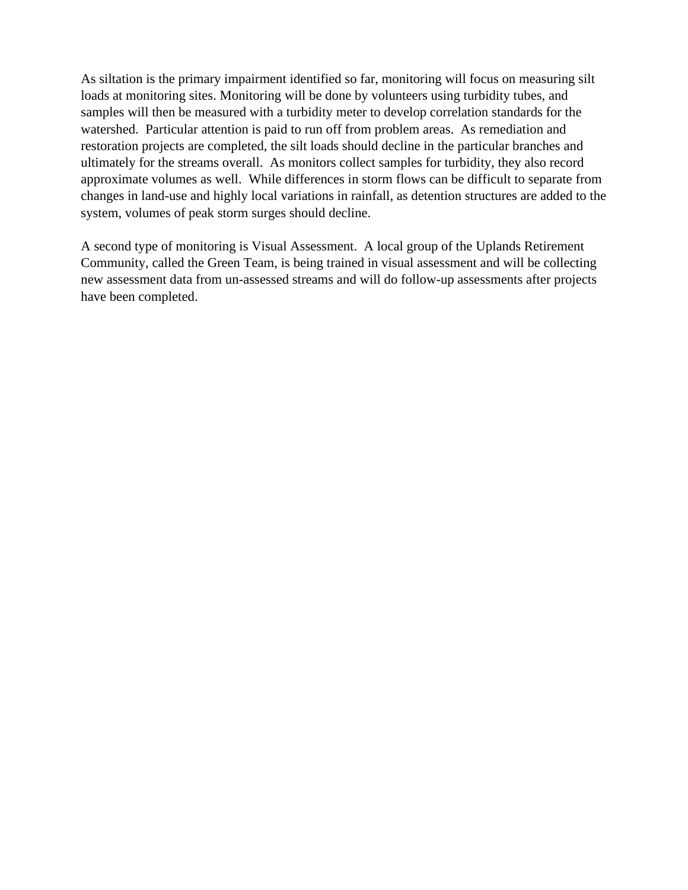As siltation is the primary impairment identified so far, monitoring will focus on measuring silt loads at monitoring sites. Monitoring will be done by volunteers using turbidity tubes, and samples will then be measured with a turbidity meter to develop correlation standards for the watershed.  Particular attention is paid to run off from problem areas.  As remediation and restoration projects are completed, the silt loads should decline in the particular branches and ultimately for the streams overall.  As monitors collect samples for turbidity, they also record approximate volumes as well.  While differences in storm flows can be difficult to separate from changes in land-use and highly local variations in rainfall, as detention structures are added to the system, volumes of peak storm surges should decline.

A second type of monitoring is Visual Assessment.  A local group of the Uplands Retirement Community, called the Green Team, is being trained in visual assessment and will be collecting new assessment data from un-assessed streams and will do follow-up assessments after projects have been completed.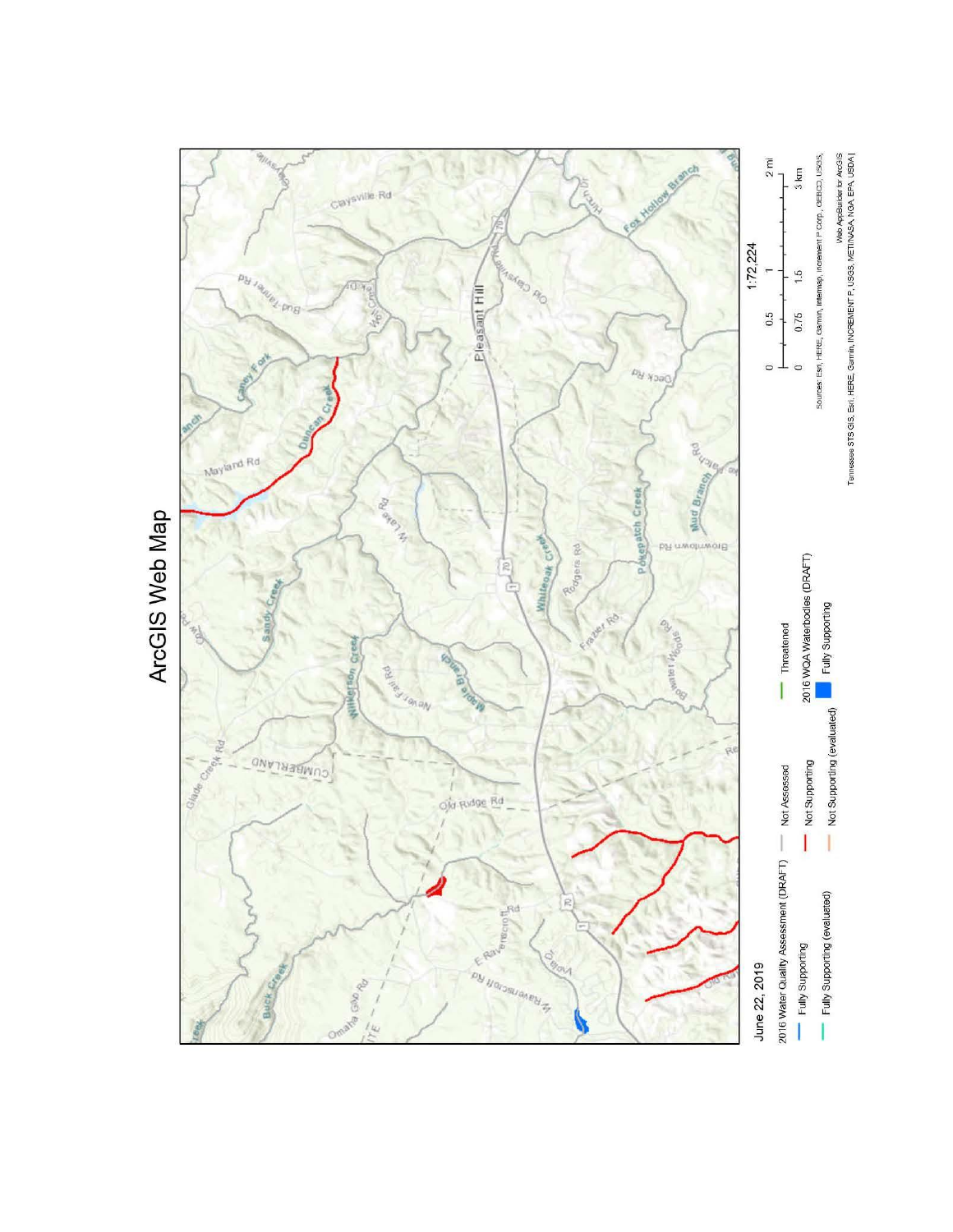# ArcGIS Web Map

June 22, 2019

2016 Water Quality Assessment (DRAFT)

- Fully Supporting
- Fully Supporting (evaluated)
- Not Assessed
- Not Supporting
- Not Supporting (evaluated)
- Threatened

2016 WQA Waterbodies (DRAFT)

- Fully Supporting

1:72,224

0 0.5 1 2 mi

0 0.75 1.5 3 km

Sources: Esri, HERE, Garmin, Intermap, increment P Corp., GEBCO, USGS,

Web AppBuilder for ArcGIS

Tennessee STS GIS, Esri, HERE, Garmin, INCREMENT P, USGS, METI/NASA, NGA, EPA, USDA |